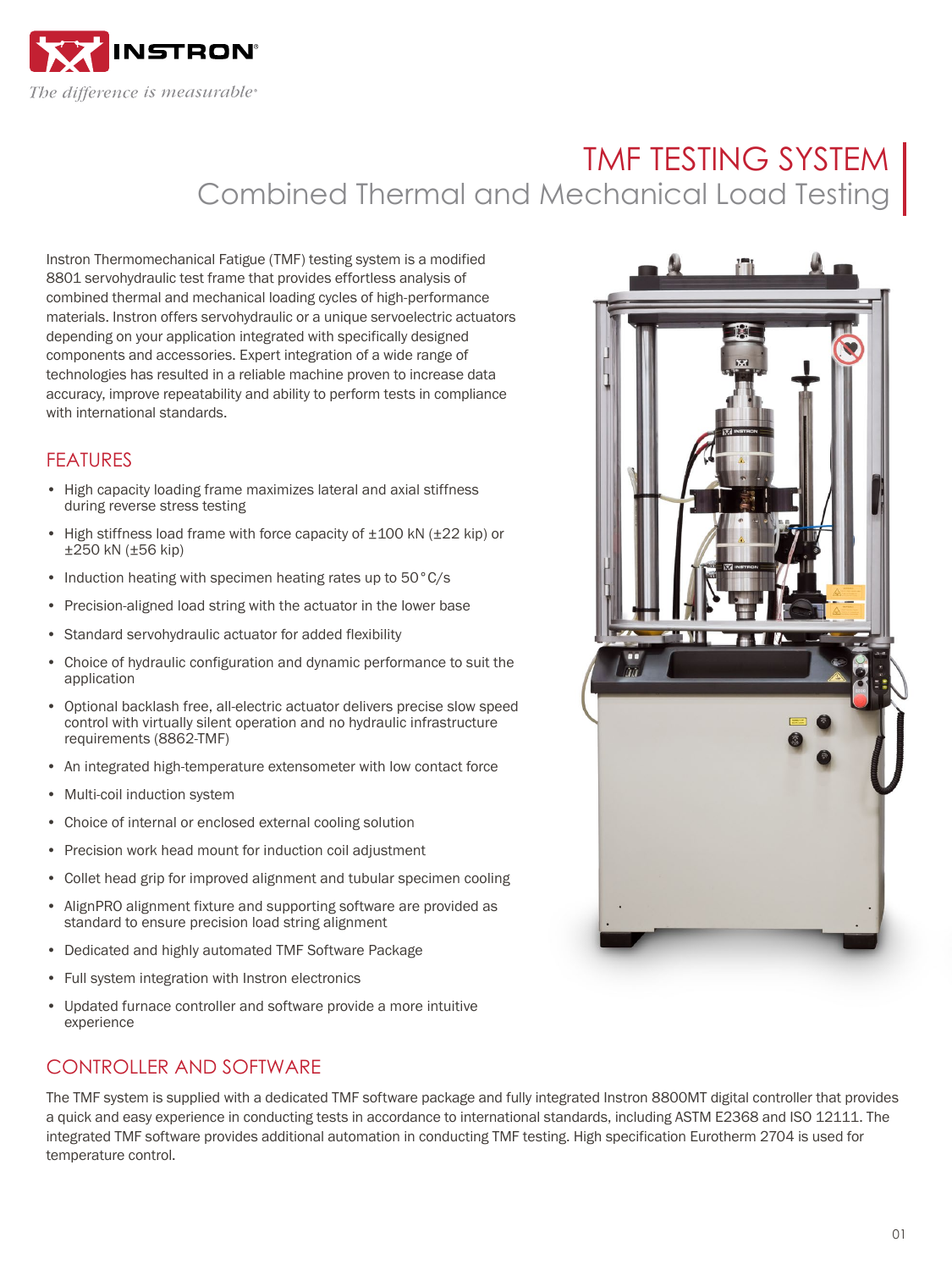# TMF TESTING SYSTEM

## Combined Thermal and Mechanical Load Testing

Instron Thermomechanical Fatigue (TMF) testing system is a modified 8801 servohydraulic test frame that provides effortless analysis of combined thermal and mechanical loading cycles of high-performance materials. Instron offers servohydraulic or a unique servoelectric actuators depending on your application integrated with specifically designed components and accessories. Expert integration of a wide range of technologies has resulted in a reliable machine proven to increase data accuracy, improve repeatability and ability to perform tests in compliance with international standards.

## FEATURES

- High capacity loading frame maximizes lateral and axial stiffness during reverse stress testing
- High stiffness load frame with force capacity of ±100 kN (±22 kip) or ±250 kN (±56 kip)
- Induction heating with specimen heating rates up to 50°C/s
- Precision-aligned load string with the actuator in the lower base
- Standard servohydraulic actuator for added flexibility
- Choice of hydraulic configuration and dynamic performance to suit the application
- Optional backlash free, all-electric actuator delivers precise slow speed control with virtually silent operation and no hydraulic infrastructure requirements (8862-TMF)
- An integrated high-temperature extensometer with low contact force
- Multi-coil induction system
- Choice of internal or enclosed external cooling solution
- Precision work head mount for induction coil adjustment
- Collet head grip for improved alignment and tubular specimen cooling
- AlignPRO alignment fixture and supporting software are provided as standard to ensure precision load string alignment
- Dedicated and highly automated TMF Software Package
- Full system integration with Instron electronics
- Updated furnace controller and software provide a more intuitive experience

## CONTROLLER AND SOFTWARE

The TMF system is supplied with a dedicated TMF software package and fully integrated Instron 8800MT digital controller that provides a quick and easy experience in conducting tests in accordance to international standards, including ASTM E2368 and ISO 12111. The integrated TMF software provides additional automation in conducting TMF testing. High specification Eurotherm 2704 is used for temperature control.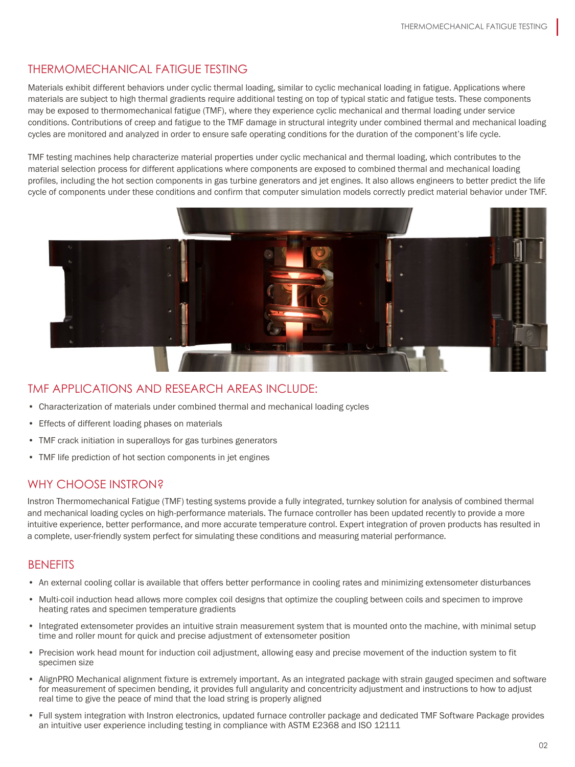## THERMOMECHANICAL FATIGUE TESTING

Materials exhibit different behaviors under cyclic thermal loading, similar to cyclic mechanical loading in fatigue. Applications where materials are subject to high thermal gradients require additional testing on top of typical static and fatigue tests. These components may be exposed to thermomechanical fatigue (TMF), where they experience cyclic mechanical and thermal loading under service conditions. Contributions of creep and fatigue to the TMF damage in structural integrity under combined thermal and mechanical loading cycles are monitored and analyzed in order to ensure safe operating conditions for the duration of the component's life cycle.

TMF testing machines help characterize material properties under cyclic mechanical and thermal loading, which contributes to the material selection process for different applications where components are exposed to combined thermal and mechanical loading profiles, including the hot section components in gas turbine generators and jet engines. It also allows engineers to better predict the life cycle of components under these conditions and confirm that computer simulation models correctly predict material behavior under TMF.

## TMF APPLICATIONS AND RESEARCH AREAS INCLUDE:

- Characterization of materials under combined thermal and mechanical loading cycles
- Effects of different loading phases on materials
- TMF crack initiation in superalloys for gas turbines generators
- TMF life prediction of hot section components in jet engines

## WHY CHOOSE INSTRON?

Instron Thermomechanical Fatigue (TMF) testing systems provide a fully integrated, turnkey solution for analysis of combined thermal and mechanical loading cycles on high-performance materials. The furnace controller has been updated recently to provide a more intuitive experience, better performance, and more accurate temperature control. Expert integration of proven products has resulted in a complete, user-friendly system perfect for simulating these conditions and measuring material performance.

## BENEFITS

- An external cooling collar is available that offers better performance in cooling rates and minimizing extensometer disturbances
- Multi-coil induction head allows more complex coil designs that optimize the coupling between coils and specimen to improve heating rates and specimen temperature gradients
- Integrated extensometer provides an intuitive strain measurement system that is mounted onto the machine, with minimal setup time and roller mount for quick and precise adjustment of extensometer position
- Precision work head mount for induction coil adjustment, allowing easy and precise movement of the induction system to fit specimen size
- AlignPRO Mechanical alignment fixture is extremely important. As an integrated package with strain gauged specimen and software for measurement of specimen bending, it provides full angularity and concentricity adjustment and instructions to how to adjust real time to give the peace of mind that the load string is properly aligned
- Full system integration with Instron electronics, updated furnace controller package and dedicated TMF Software Package provides an intuitive user experience including testing in compliance with ASTM E2368 and ISO 12111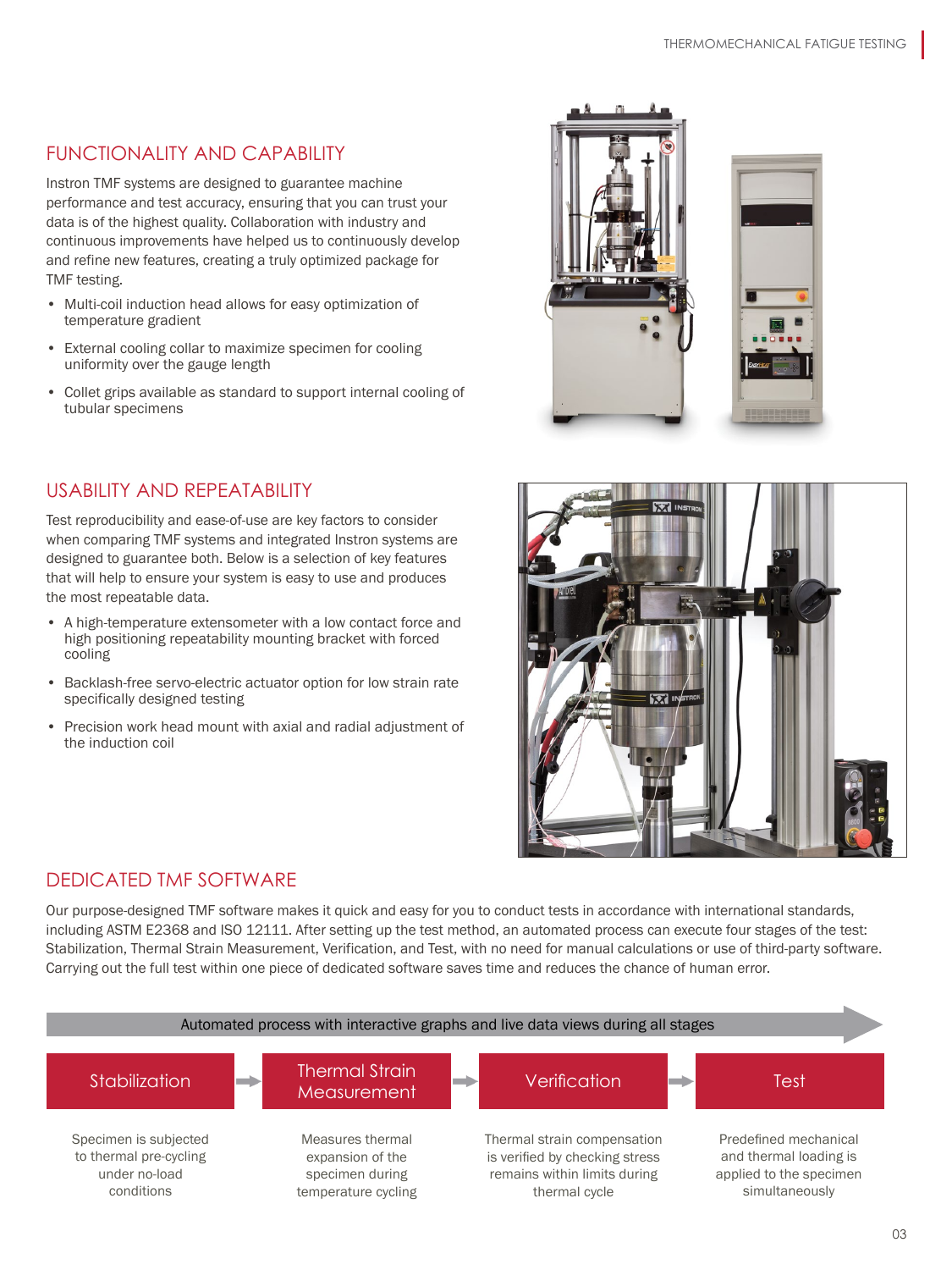## FUNCTIONALITY AND CAPABILITY

Instron TMF systems are designed to guarantee machine performance and test accuracy, ensuring that you can trust your data is of the highest quality. Collaboration with industry and continuous improvements have helped us to continuously develop and refine new features, creating a truly optimized package for TMF testing.

- Multi-coil induction head allows for easy optimization of temperature gradient
- External cooling collar to maximize specimen for cooling uniformity over the gauge length
- Collet grips available as standard to support internal cooling of tubular specimens

## USABILITY AND REPEATABILITY

Test reproducibility and ease-of-use are key factors to consider when comparing TMF systems and integrated Instron systems are designed to guarantee both. Below is a selection of key features that will help to ensure your system is easy to use and produces the most repeatable data.

- A high-temperature extensometer with a low contact force and high positioning repeatability mounting bracket with forced cooling
- Backlash-free servo-electric actuator option for low strain rate specifically designed testing
- Precision work head mount with axial and radial adjustment of the induction coil

## DEDICATED TMF SOFTWARE

Our purpose-designed TMF software makes it quick and easy for you to conduct tests in accordance with international standards, including ASTM E2368 and ISO 12111. After setting up the test method, an automated process can execute four stages of the test: Stabilization, Thermal Strain Measurement, Verification, and Test, with no need for manual calculations or use of third-party software. Carrying out the full test within one piece of dedicated software saves time and reduces the chance of human error.

Automated process with interactive graphs and live data views during all stages

| Stabilization | Thermal Strain Measurement | Verification | Test |
|---|---|---|---|
| Specimen is subjected to thermal pre-cycling under no-load conditions | Measures thermal expansion of the specimen during temperature cycling | Thermal strain compensation is verified by checking stress remains within limits during thermal cycle | Predefined mechanical and thermal loading is applied to the specimen simultaneously |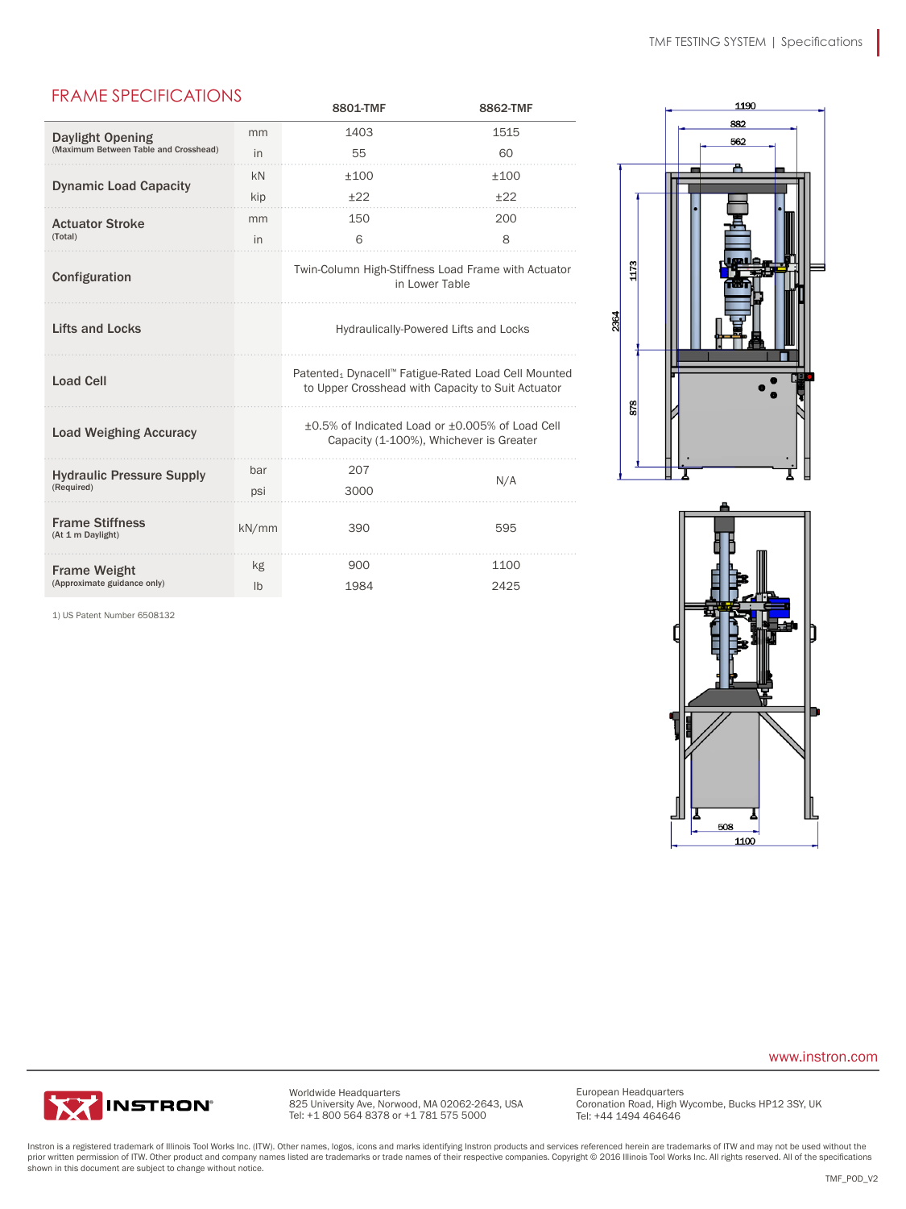## FRAME SPECIFICATIONS

| | | 8801-TMF | 8862-TMF |
|---|---|---|---|
| **Daylight Opening** (Maximum Between Table and Crosshead) | mm | 1403 | 1515 |
| | in | 55 | 60 |
| **Dynamic Load Capacity** | kN | ±100 | ±100 |
| | kip | ±22 | ±22 |
| **Actuator Stroke** (Total) | mm | 150 | 200 |
| | in | 6 | 8 |
| **Configuration** | | Twin-Column High-Stiffness Load Frame with Actuator in Lower Table | |
| **Lifts and Locks** | | Hydraulically-Powered Lifts and Locks | |
| **Load Cell** | | Patented[1] Dynacell™ Fatigue-Rated Load Cell Mounted to Upper Crosshead with Capacity to Suit Actuator | |
| **Load Weighing Accuracy** | | ±0.5% of Indicated Load or ±0.005% of Load Cell Capacity (1-100%), Whichever is Greater | |
| **Hydraulic Pressure Supply** (Required) | bar | 207 | N/A |
| | psi | 3000 | |
| **Frame Stiffness** (At 1 m Daylight) | kN/mm | 390 | 595 |
| **Frame Weight** (Approximate guidance only) | kg | 900 | 1100 |
| | lb | 1984 | 2425 |

1) US Patent Number 6508132

1190
882
562
1173
2364
878
508
1100

www.instron.com

INSTRON®

Worldwide Headquarters
825 University Ave, Norwood, MA 02062-2643, USA
Tel: +1 800 564 8378 or +1 781 575 5000

European Headquarters
Coronation Road, High Wycombe, Bucks HP12 3SY, UK
Tel: +44 1494 464646

Instron is a registered trademark of Illinois Tool Works Inc. (ITW). Other names, logos, icons and marks identifying Instron products and services referenced herein are trademarks of ITW and may not be used without the prior written permission of ITW. Other product and company names listed are trademarks or trade names of their respective companies. Copyright © 2016 Illinois Tool Works Inc. All rights reserved. All of the specifications shown in this document are subject to change without notice.

TMF_POD_V2